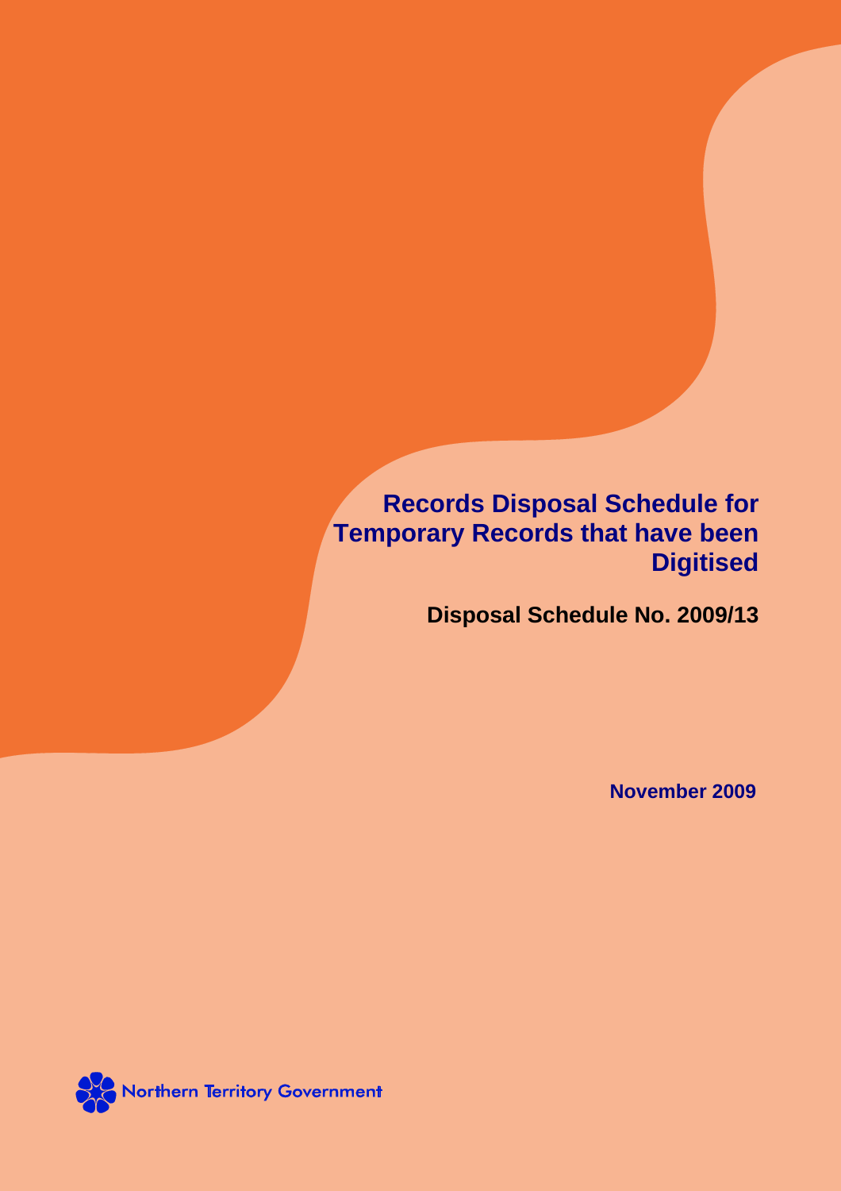# Records Disposal Schedule for Temporary Records that have been Digitised

## Disposal Schedule No. 2009/13

**November 2009**

Northern Territory Government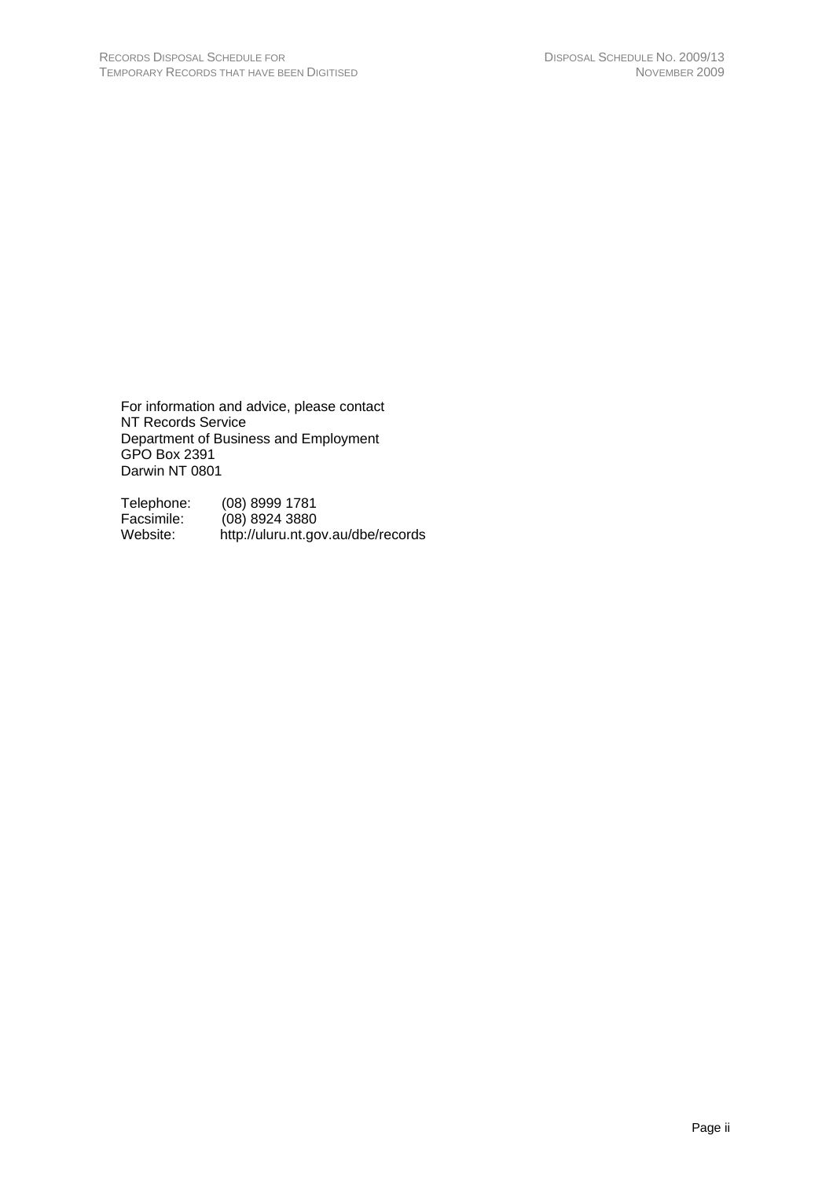For information and advice, please contact
NT Records Service
Department of Business and Employment
GPO Box 2391
Darwin NT 0801

Telephone: (08) 8999 1781
Facsimile: (08) 8924 3880
Website: http://uluru.nt.gov.au/dbe/records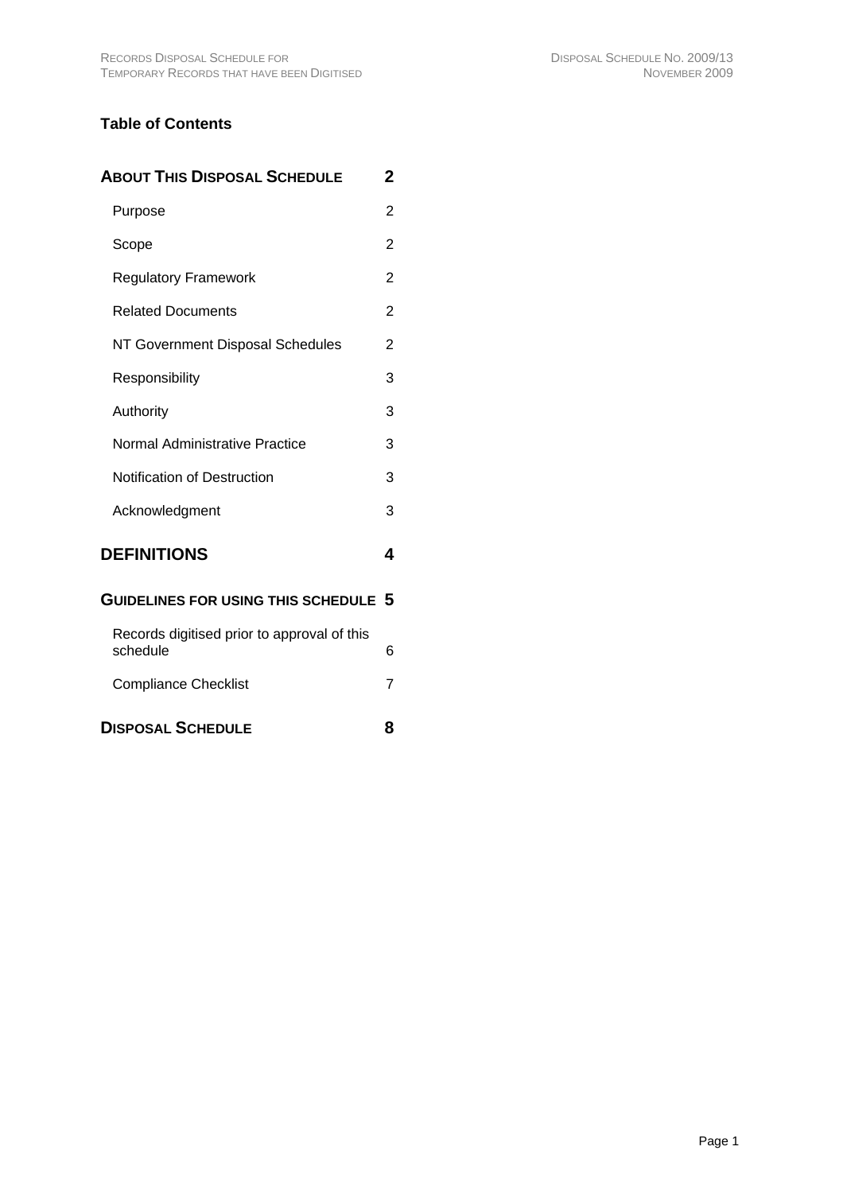**Table of Contents**

| | |
|---|---|
| **ABOUT THIS DISPOSAL SCHEDULE** | **2** |
| Purpose | 2 |
| Scope | 2 |
| Regulatory Framework | 2 |
| Related Documents | 2 |
| NT Government Disposal Schedules | 2 |
| Responsibility | 3 |
| Authority | 3 |
| Normal Administrative Practice | 3 |
| Notification of Destruction | 3 |
| Acknowledgment | 3 |
| **DEFINITIONS** | **4** |
| **GUIDELINES FOR USING THIS SCHEDULE** | **5** |
| Records digitised prior to approval of this schedule | 6 |
| Compliance Checklist | 7 |
| **DISPOSAL SCHEDULE** | **8** |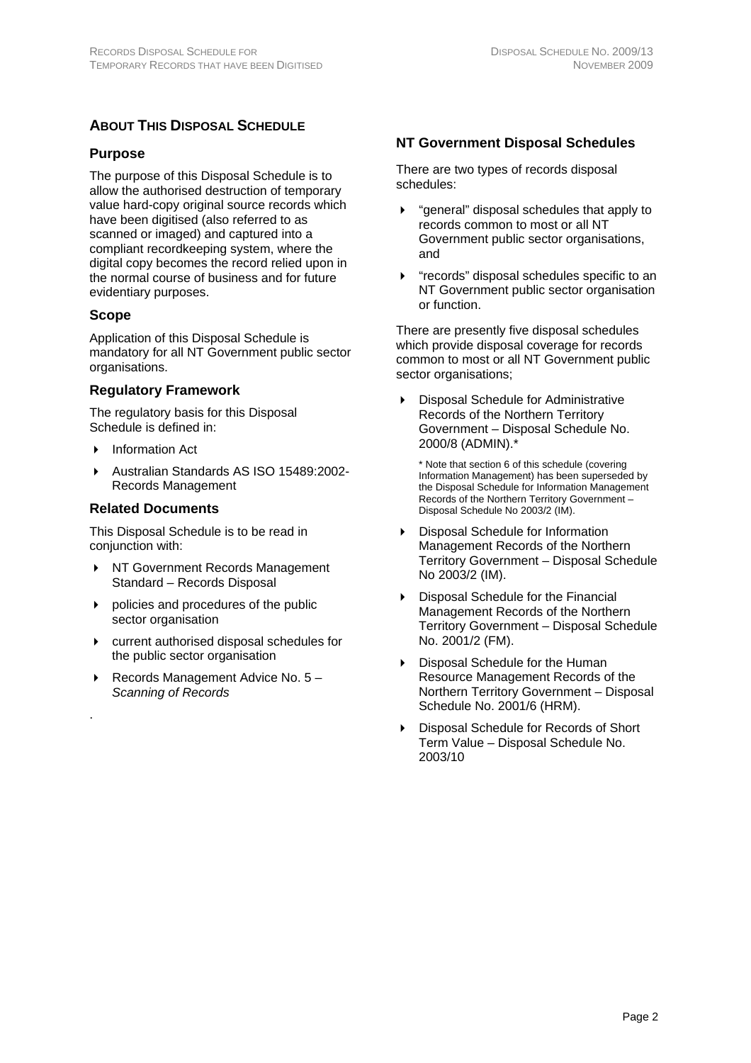## ABOUT THIS DISPOSAL SCHEDULE

### Purpose

The purpose of this Disposal Schedule is to allow the authorised destruction of temporary value hard-copy original source records which have been digitised (also referred to as scanned or imaged) and captured into a compliant recordkeeping system, where the digital copy becomes the record relied upon in the normal course of business and for future evidentiary purposes.

### Scope

Application of this Disposal Schedule is mandatory for all NT Government public sector organisations.

### Regulatory Framework

The regulatory basis for this Disposal Schedule is defined in:

- Information Act
- Australian Standards AS ISO 15489:2002- Records Management

### Related Documents

This Disposal Schedule is to be read in conjunction with:

- NT Government Records Management Standard – Records Disposal
- policies and procedures of the public sector organisation
- current authorised disposal schedules for the public sector organisation
- Records Management Advice No. 5 – *Scanning of Records*

.

### NT Government Disposal Schedules

There are two types of records disposal schedules:

- "general" disposal schedules that apply to records common to most or all NT Government public sector organisations, and
- "records" disposal schedules specific to an NT Government public sector organisation or function.

There are presently five disposal schedules which provide disposal coverage for records common to most or all NT Government public sector organisations;

- Disposal Schedule for Administrative Records of the Northern Territory Government – Disposal Schedule No. 2000/8 (ADMIN).*

  * Note that section 6 of this schedule (covering Information Management) has been superseded by the Disposal Schedule for Information Management Records of the Northern Territory Government – Disposal Schedule No 2003/2 (IM).

- Disposal Schedule for Information Management Records of the Northern Territory Government – Disposal Schedule No 2003/2 (IM).
- Disposal Schedule for the Financial Management Records of the Northern Territory Government – Disposal Schedule No. 2001/2 (FM).
- Disposal Schedule for the Human Resource Management Records of the Northern Territory Government – Disposal Schedule No. 2001/6 (HRM).
- Disposal Schedule for Records of Short Term Value – Disposal Schedule No. 2003/10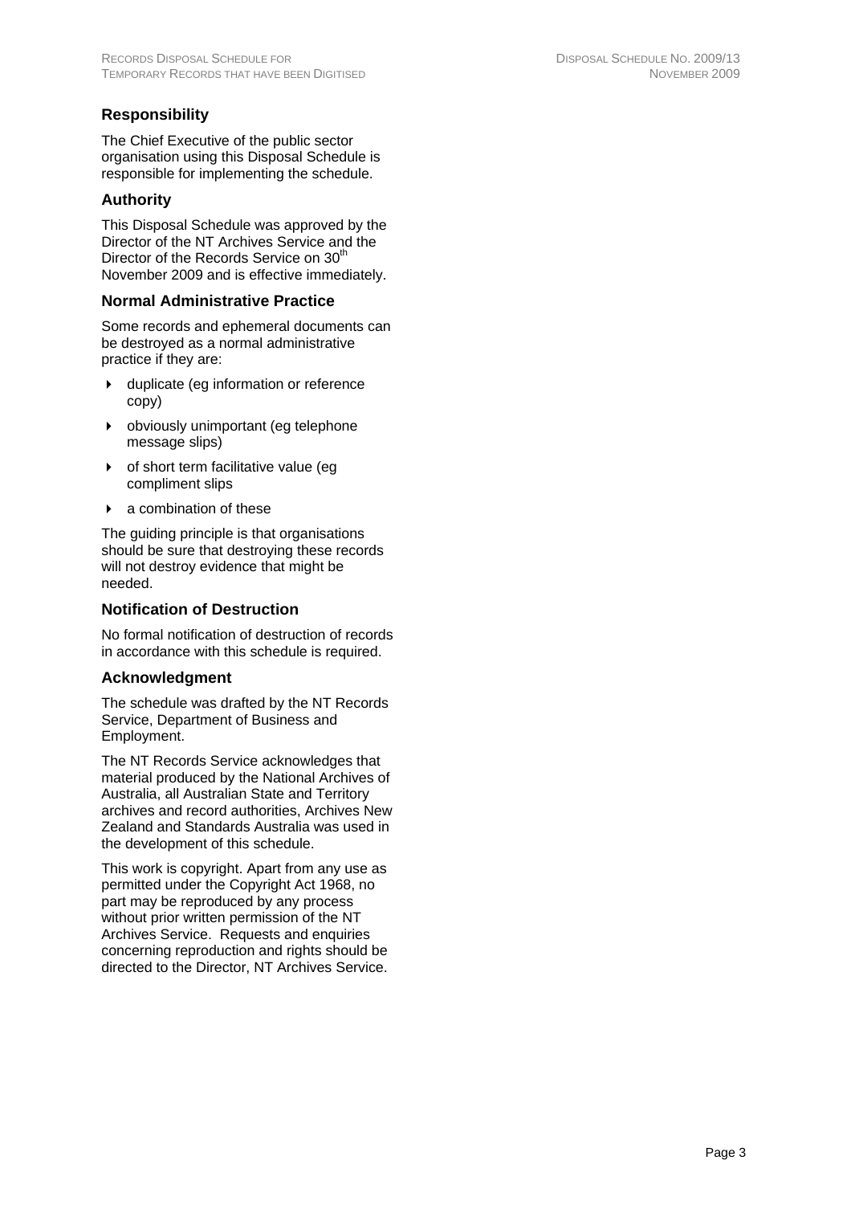## Responsibility

The Chief Executive of the public sector organisation using this Disposal Schedule is responsible for implementing the schedule.

## Authority

This Disposal Schedule was approved by the Director of the NT Archives Service and the Director of the Records Service on 30th November 2009 and is effective immediately.

## Normal Administrative Practice

Some records and ephemeral documents can be destroyed as a normal administrative practice if they are:

- duplicate (eg information or reference copy)
- obviously unimportant (eg telephone message slips)
- of short term facilitative value (eg compliment slips
- a combination of these

The guiding principle is that organisations should be sure that destroying these records will not destroy evidence that might be needed.

## Notification of Destruction

No formal notification of destruction of records in accordance with this schedule is required.

## Acknowledgment

The schedule was drafted by the NT Records Service, Department of Business and Employment.

The NT Records Service acknowledges that material produced by the National Archives of Australia, all Australian State and Territory archives and record authorities, Archives New Zealand and Standards Australia was used in the development of this schedule.

This work is copyright. Apart from any use as permitted under the Copyright Act 1968, no part may be reproduced by any process without prior written permission of the NT Archives Service. Requests and enquiries concerning reproduction and rights should be directed to the Director, NT Archives Service.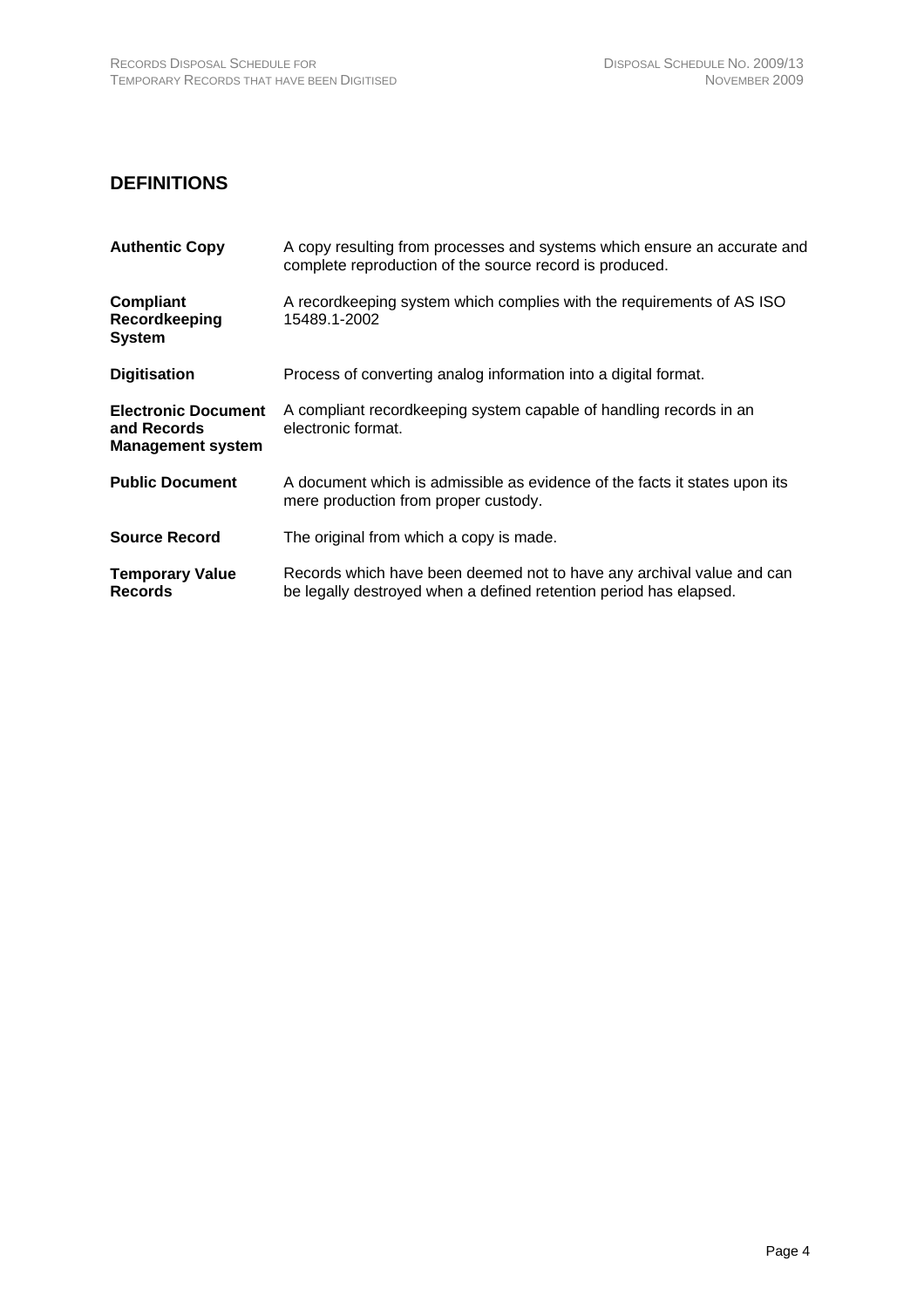## DEFINITIONS

| | |
|---|---|
| **Authentic Copy** | A copy resulting from processes and systems which ensure an accurate and complete reproduction of the source record is produced. |
| **Compliant Recordkeeping System** | A recordkeeping system which complies with the requirements of AS ISO 15489.1-2002 |
| **Digitisation** | Process of converting analog information into a digital format. |
| **Electronic Document and Records Management system** | A compliant recordkeeping system capable of handling records in an electronic format. |
| **Public Document** | A document which is admissible as evidence of the facts it states upon its mere production from proper custody. |
| **Source Record** | The original from which a copy is made. |
| **Temporary Value Records** | Records which have been deemed not to have any archival value and can be legally destroyed when a defined retention period has elapsed. |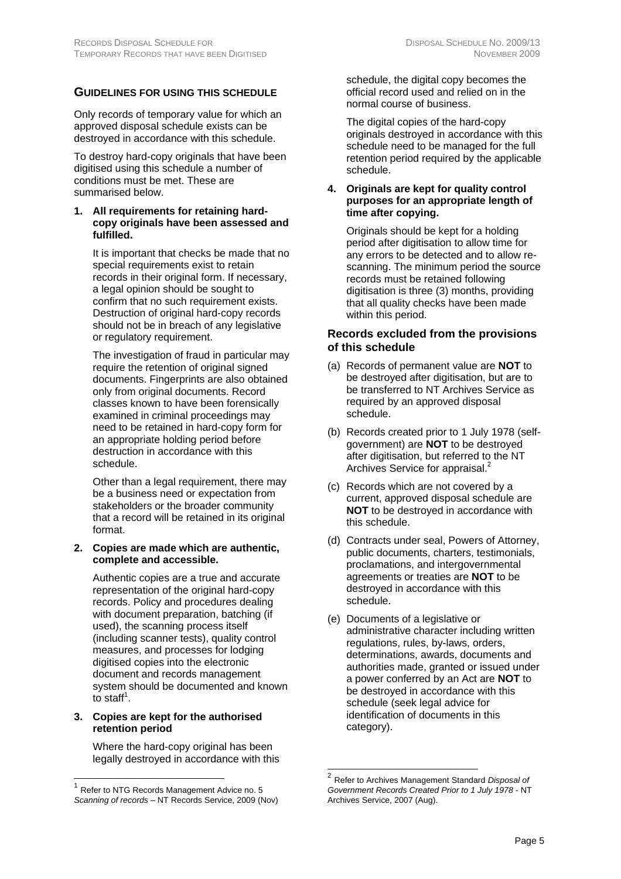## GUIDELINES FOR USING THIS SCHEDULE

Only records of temporary value for which an approved disposal schedule exists can be destroyed in accordance with this schedule.

To destroy hard-copy originals that have been digitised using this schedule a number of conditions must be met. These are summarised below.

**1. All requirements for retaining hard-copy originals have been assessed and fulfilled.**

It is important that checks be made that no special requirements exist to retain records in their original form. If necessary, a legal opinion should be sought to confirm that no such requirement exists. Destruction of original hard-copy records should not be in breach of any legislative or regulatory requirement.

The investigation of fraud in particular may require the retention of original signed documents. Fingerprints are also obtained only from original documents. Record classes known to have been forensically examined in criminal proceedings may need to be retained in hard-copy form for an appropriate holding period before destruction in accordance with this schedule.

Other than a legal requirement, there may be a business need or expectation from stakeholders or the broader community that a record will be retained in its original format.

**2. Copies are made which are authentic, complete and accessible.**

Authentic copies are a true and accurate representation of the original hard-copy records. Policy and procedures dealing with document preparation, batching (if used), the scanning process itself (including scanner tests), quality control measures, and processes for lodging digitised copies into the electronic document and records management system should be documented and known to staff[1].

**3. Copies are kept for the authorised retention period**

Where the hard-copy original has been legally destroyed in accordance with this schedule, the digital copy becomes the official record used and relied on in the normal course of business.

The digital copies of the hard-copy originals destroyed in accordance with this schedule need to be managed for the full retention period required by the applicable schedule.

**4. Originals are kept for quality control purposes for an appropriate length of time after copying.**

Originals should be kept for a holding period after digitisation to allow time for any errors to be detected and to allow re-scanning. The minimum period the source records must be retained following digitisation is three (3) months, providing that all quality checks have been made within this period.

### Records excluded from the provisions of this schedule

(a) Records of permanent value are **NOT** to be destroyed after digitisation, but are to be transferred to NT Archives Service as required by an approved disposal schedule.

(b) Records created prior to 1 July 1978 (self-government) are **NOT** to be destroyed after digitisation, but referred to the NT Archives Service for appraisal.[2]

(c) Records which are not covered by a current, approved disposal schedule are **NOT** to be destroyed in accordance with this schedule.

(d) Contracts under seal, Powers of Attorney, public documents, charters, testimonials, proclamations, and intergovernmental agreements or treaties are **NOT** to be destroyed in accordance with this schedule.

(e) Documents of a legislative or administrative character including written regulations, rules, by-laws, orders, determinations, awards, documents and authorities made, granted or issued under a power conferred by an Act are **NOT** to be destroyed in accordance with this schedule (seek legal advice for identification of documents in this category).

---

[1] Refer to NTG Records Management Advice no. 5 *Scanning of records* – NT Records Service, 2009 (Nov)

[2] Refer to Archives Management Standard *Disposal of Government Records Created Prior to 1 July 1978* - NT Archives Service, 2007 (Aug).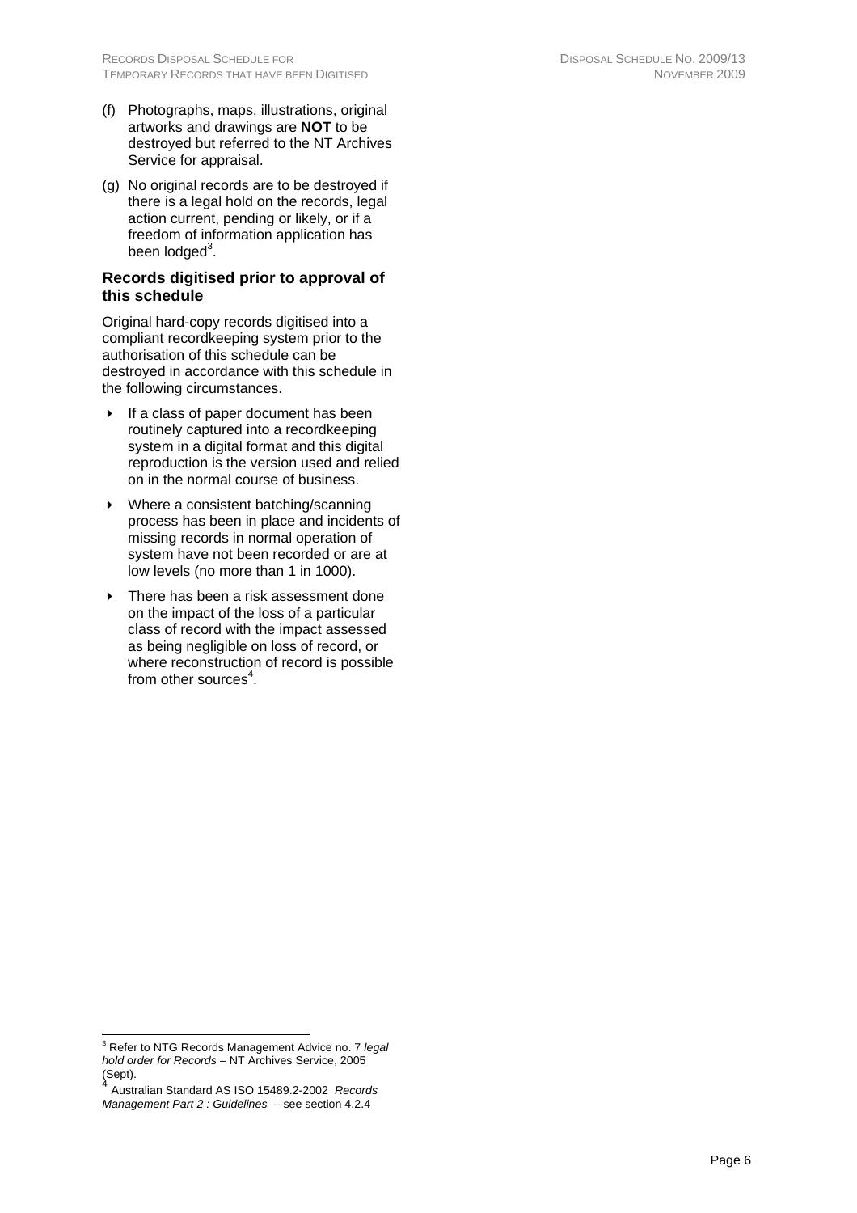(f) Photographs, maps, illustrations, original artworks and drawings are **NOT** to be destroyed but referred to the NT Archives Service for appraisal.

(g) No original records are to be destroyed if there is a legal hold on the records, legal action current, pending or likely, or if a freedom of information application has been lodged[3].

### Records digitised prior to approval of this schedule

Original hard-copy records digitised into a compliant recordkeeping system prior to the authorisation of this schedule can be destroyed in accordance with this schedule in the following circumstances.

- If a class of paper document has been routinely captured into a recordkeeping system in a digital format and this digital reproduction is the version used and relied on in the normal course of business.
- Where a consistent batching/scanning process has been in place and incidents of missing records in normal operation of system have not been recorded or are at low levels (no more than 1 in 1000).
- There has been a risk assessment done on the impact of the loss of a particular class of record with the impact assessed as being negligible on loss of record, or where reconstruction of record is possible from other sources[4].

---

[3] Refer to NTG Records Management Advice no. 7 *legal hold order for Records* – NT Archives Service, 2005 (Sept).

[4] Australian Standard AS ISO 15489.2-2002 *Records Management Part 2 : Guidelines* – see section 4.2.4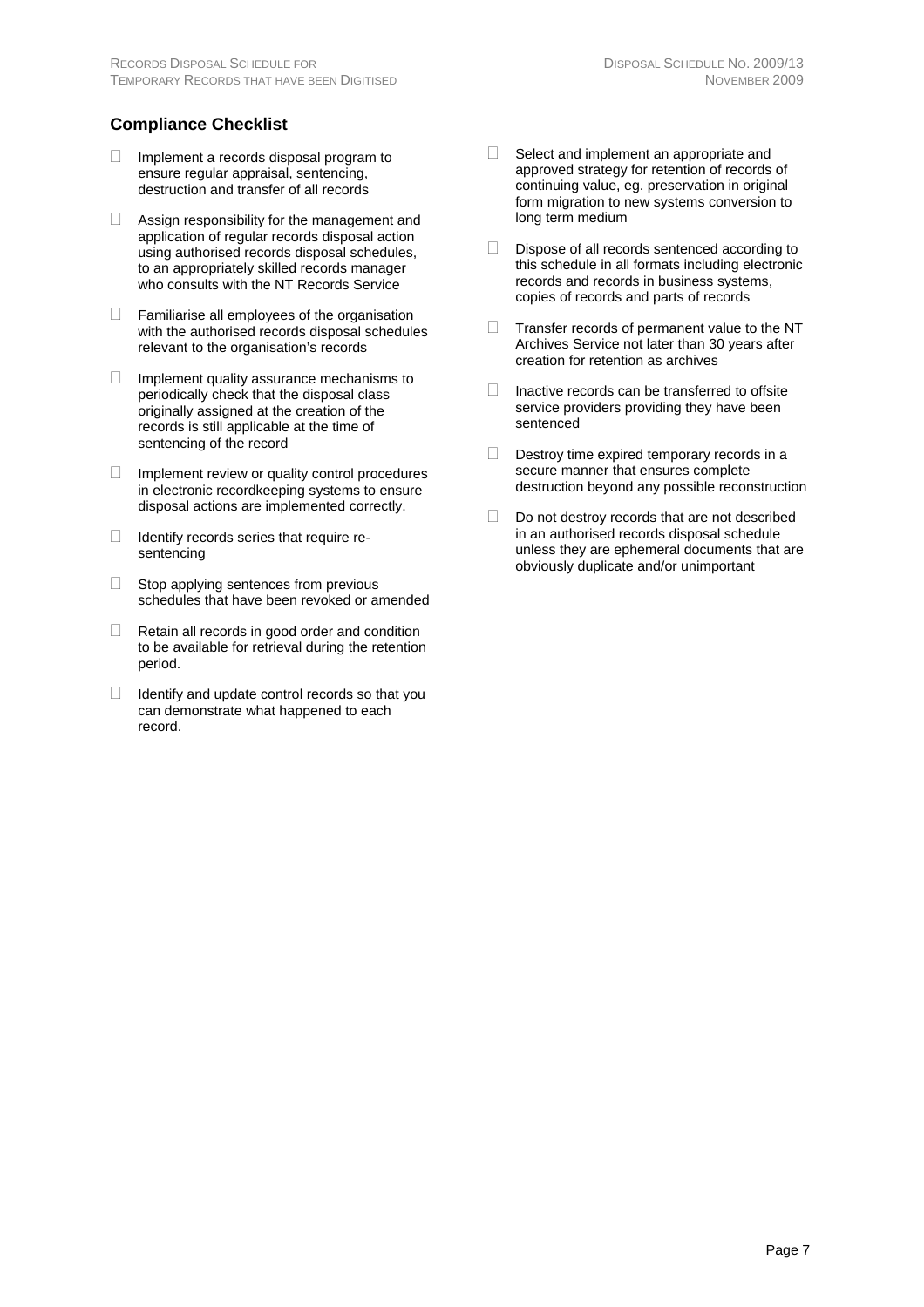## Compliance Checklist

- Implement a records disposal program to ensure regular appraisal, sentencing, destruction and transfer of all records
- Assign responsibility for the management and application of regular records disposal action using authorised records disposal schedules, to an appropriately skilled records manager who consults with the NT Records Service
- Familiarise all employees of the organisation with the authorised records disposal schedules relevant to the organisation's records
- Implement quality assurance mechanisms to periodically check that the disposal class originally assigned at the creation of the records is still applicable at the time of sentencing of the record
- Implement review or quality control procedures in electronic recordkeeping systems to ensure disposal actions are implemented correctly.
- Identify records series that require re-sentencing
- Stop applying sentences from previous schedules that have been revoked or amended
- Retain all records in good order and condition to be available for retrieval during the retention period.
- Identify and update control records so that you can demonstrate what happened to each record.
- Select and implement an appropriate and approved strategy for retention of records of continuing value, eg. preservation in original form migration to new systems conversion to long term medium
- Dispose of all records sentenced according to this schedule in all formats including electronic records and records in business systems, copies of records and parts of records
- Transfer records of permanent value to the NT Archives Service not later than 30 years after creation for retention as archives
- Inactive records can be transferred to offsite service providers providing they have been sentenced
- Destroy time expired temporary records in a secure manner that ensures complete destruction beyond any possible reconstruction
- Do not destroy records that are not described in an authorised records disposal schedule unless they are ephemeral documents that are obviously duplicate and/or unimportant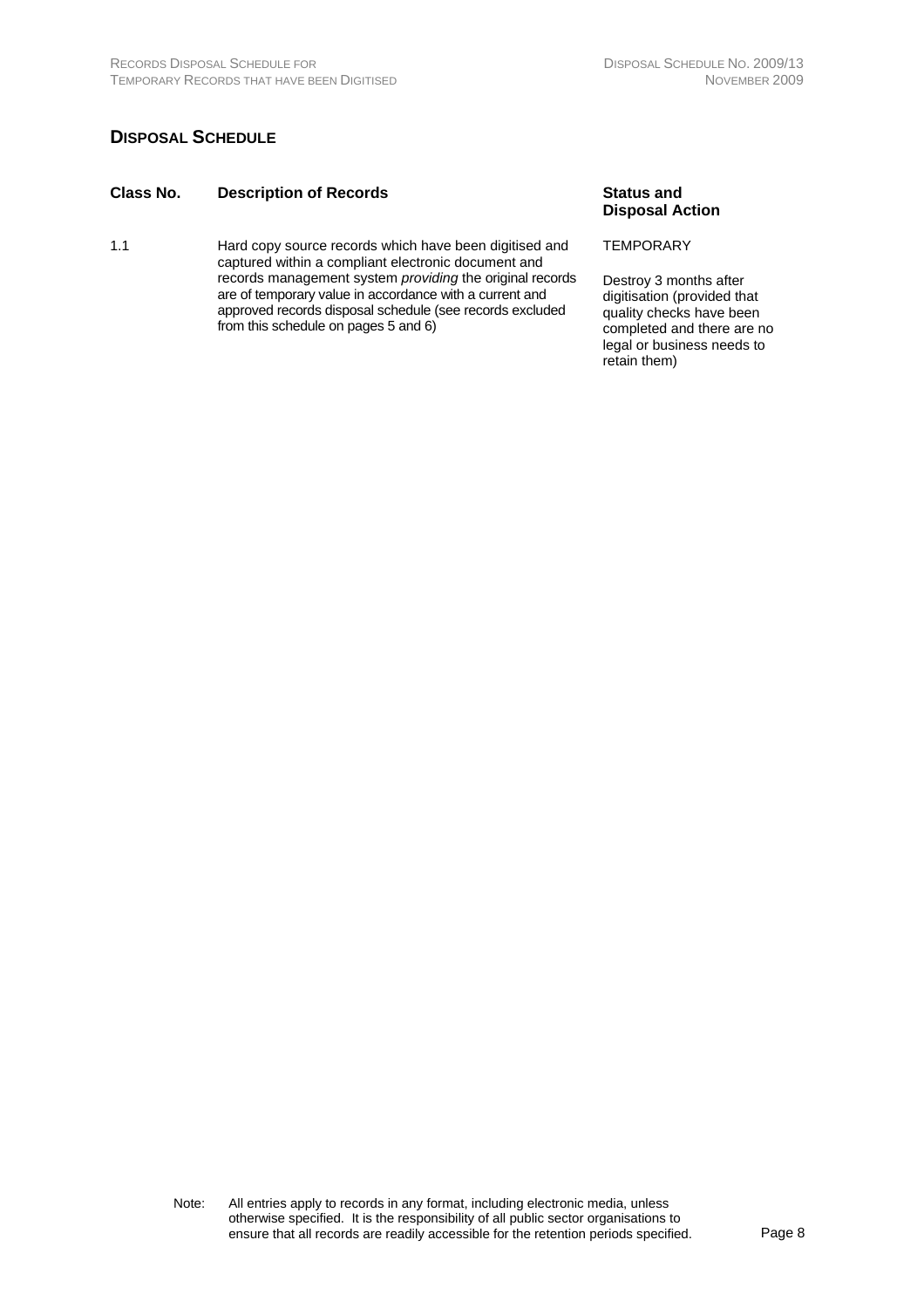## Disposal Schedule

| Class No. | Description of Records | Status and Disposal Action |
|---|---|---|
| 1.1 | Hard copy source records which have been digitised and captured within a compliant electronic document and records management system *providing* the original records are of temporary value in accordance with a current and approved records disposal schedule (see records excluded from this schedule on pages 5 and 6) | TEMPORARY<br><br>Destroy 3 months after digitisation (provided that quality checks have been completed and there are no legal or business needs to retain them) |

Note: All entries apply to records in any format, including electronic media, unless otherwise specified. It is the responsibility of all public sector organisations to ensure that all records are readily accessible for the retention periods specified.